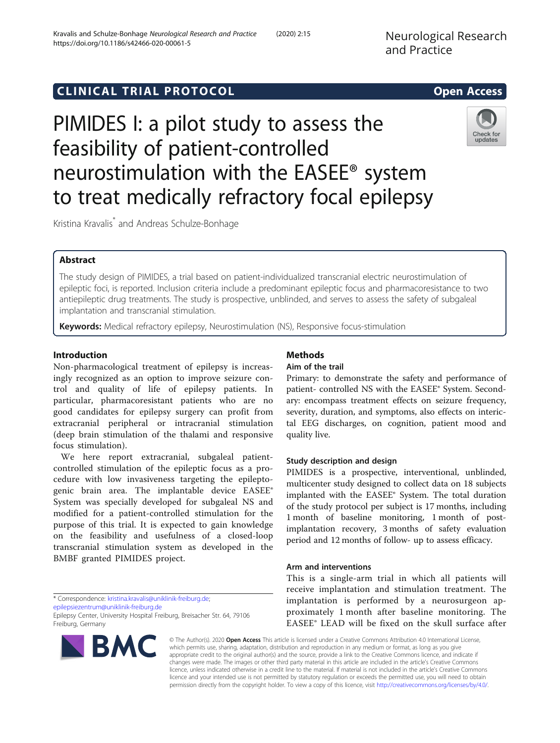CLINICAL TRIAL PROTOCOL

Open Access

# PIMIDES I: a pilot study to assess the feasibility of patient-controlled neurostimulation with the EASEE® system to treat medically refractory focal epilepsy

Kristina Kravalis* and Andreas Schulze-Bonhage

## Abstract

The study design of PIMIDES, a trial based on patient-individualized transcranial electric neurostimulation of epileptic foci, is reported. Inclusion criteria include a predominant epileptic focus and pharmacoresistance to two antiepileptic drug treatments. The study is prospective, unblinded, and serves to assess the safety of subgaleal implantation and transcranial stimulation.

**Keywords:** Medical refractory epilepsy, Neurostimulation (NS), Responsive focus-stimulation

## Introduction

Non-pharmacological treatment of epilepsy is increasingly recognized as an option to improve seizure control and quality of life of epilepsy patients. In particular, pharmacoresistant patients who are no good candidates for epilepsy surgery can profit from extracranial peripheral or intracranial stimulation (deep brain stimulation of the thalami and responsive focus stimulation).

We here report extracranial, subgaleal patient-controlled stimulation of the epileptic focus as a procedure with low invasiveness targeting the epileptogenic brain area. The implantable device EASEE® System was specially developed for subgaleal NS and modified for a patient-controlled stimulation for the purpose of this trial. It is expected to gain knowledge on the feasibility and usefulness of a closed-loop transcranial stimulation system as developed in the BMBF granted PIMIDES project.

## Methods

### Aim of the trail

Primary: to demonstrate the safety and performance of patient- controlled NS with the EASEE® System. Secondary: encompass treatment effects on seizure frequency, severity, duration, and symptoms, also effects on interictal EEG discharges, on cognition, patient mood and quality live.

### Study description and design

PIMIDES is a prospective, interventional, unblinded, multicenter study designed to collect data on 18 subjects implanted with the EASEE® System. The total duration of the study protocol per subject is 17 months, including 1 month of baseline monitoring, 1 month of post-implantation recovery, 3 months of safety evaluation period and 12 months of follow- up to assess efficacy.

### Arm and interventions

This is a single-arm trial in which all patients will receive implantation and stimulation treatment. The implantation is performed by a neurosurgeon approximately 1 month after baseline monitoring. The EASEE® LEAD will be fixed on the skull surface after

* Correspondence: kristina.kravalis@uniklinik-freiburg.de; epilepsiezentrum@uniklinik-freiburg.de
Epilepsy Center, University Hospital Freiburg, Breisacher Str. 64, 79106 Freiburg, Germany

© The Author(s). 2020 **Open Access** This article is licensed under a Creative Commons Attribution 4.0 International License, which permits use, sharing, adaptation, distribution and reproduction in any medium or format, as long as you give appropriate credit to the original author(s) and the source, provide a link to the Creative Commons licence, and indicate if changes were made. The images or other third party material in this article are included in the article's Creative Commons licence, unless indicated otherwise in a credit line to the material. If material is not included in the article's Creative Commons licence and your intended use is not permitted by statutory regulation or exceeds the permitted use, you will need to obtain permission directly from the copyright holder. To view a copy of this licence, visit http://creativecommons.org/licenses/by/4.0/.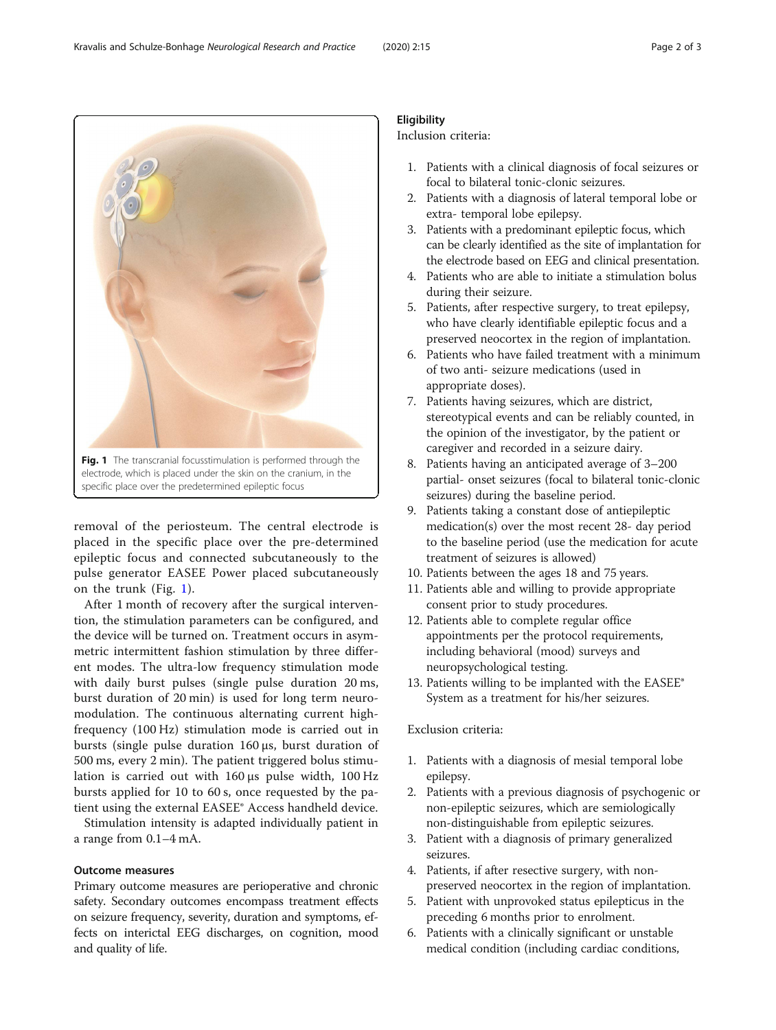Fig. 1 The transcranial focusstimulation is performed through the electrode, which is placed under the skin on the cranium, in the specific place over the predetermined epileptic focus

removal of the periosteum. The central electrode is placed in the specific place over the pre-determined epileptic focus and connected subcutaneously to the pulse generator EASEE Power placed subcutaneously on the trunk (Fig. 1).

After 1 month of recovery after the surgical intervention, the stimulation parameters can be configured, and the device will be turned on. Treatment occurs in asymmetric intermittent fashion stimulation by three different modes. The ultra-low frequency stimulation mode with daily burst pulses (single pulse duration 20 ms, burst duration of 20 min) is used for long term neuromodulation. The continuous alternating current high-frequency (100 Hz) stimulation mode is carried out in bursts (single pulse duration 160 μs, burst duration of 500 ms, every 2 min). The patient triggered bolus stimulation is carried out with 160 μs pulse width, 100 Hz bursts applied for 10 to 60 s, once requested by the patient using the external EASEE® Access handheld device.

Stimulation intensity is adapted individually patient in a range from 0.1–4 mA.

## Outcome measures

Primary outcome measures are perioperative and chronic safety. Secondary outcomes encompass treatment effects on seizure frequency, severity, duration and symptoms, effects on interictal EEG discharges, on cognition, mood and quality of life.

## Eligibility

Inclusion criteria:

1. Patients with a clinical diagnosis of focal seizures or focal to bilateral tonic-clonic seizures.
2. Patients with a diagnosis of lateral temporal lobe or extra- temporal lobe epilepsy.
3. Patients with a predominant epileptic focus, which can be clearly identified as the site of implantation for the electrode based on EEG and clinical presentation.
4. Patients who are able to initiate a stimulation bolus during their seizure.
5. Patients, after respective surgery, to treat epilepsy, who have clearly identifiable epileptic focus and a preserved neocortex in the region of implantation.
6. Patients who have failed treatment with a minimum of two anti- seizure medications (used in appropriate doses).
7. Patients having seizures, which are district, stereotypical events and can be reliably counted, in the opinion of the investigator, by the patient or caregiver and recorded in a seizure dairy.
8. Patients having an anticipated average of 3–200 partial- onset seizures (focal to bilateral tonic-clonic seizures) during the baseline period.
9. Patients taking a constant dose of antiepileptic medication(s) over the most recent 28- day period to the baseline period (use the medication for acute treatment of seizures is allowed)
10. Patients between the ages 18 and 75 years.
11. Patients able and willing to provide appropriate consent prior to study procedures.
12. Patients able to complete regular office appointments per the protocol requirements, including behavioral (mood) surveys and neuropsychological testing.
13. Patients willing to be implanted with the EASEE® System as a treatment for his/her seizures.

Exclusion criteria:

1. Patients with a diagnosis of mesial temporal lobe epilepsy.
2. Patients with a previous diagnosis of psychogenic or non-epileptic seizures, which are semiologically non-distinguishable from epileptic seizures.
3. Patient with a diagnosis of primary generalized seizures.
4. Patients, if after resective surgery, with non-preserved neocortex in the region of implantation.
5. Patient with unprovoked status epilepticus in the preceding 6 months prior to enrolment.
6. Patients with a clinically significant or unstable medical condition (including cardiac conditions,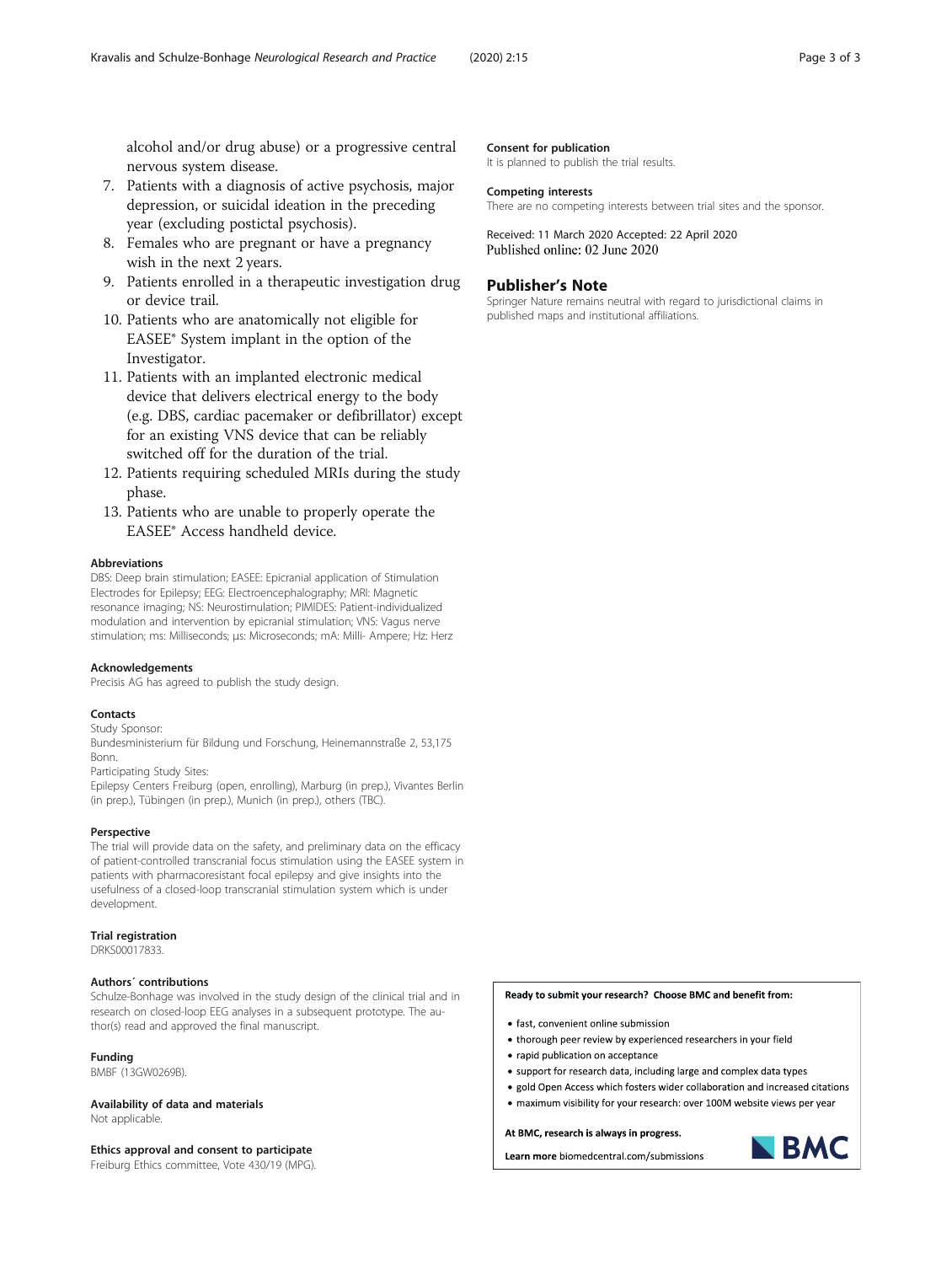alcohol and/or drug abuse) or a progressive central nervous system disease.

7. Patients with a diagnosis of active psychosis, major depression, or suicidal ideation in the preceding year (excluding postictal psychosis).
8. Females who are pregnant or have a pregnancy wish in the next 2 years.
9. Patients enrolled in a therapeutic investigation drug or device trail.
10. Patients who are anatomically not eligible for EASEE® System implant in the option of the Investigator.
11. Patients with an implanted electronic medical device that delivers electrical energy to the body (e.g. DBS, cardiac pacemaker or defibrillator) except for an existing VNS device that can be reliably switched off for the duration of the trial.
12. Patients requiring scheduled MRIs during the study phase.
13. Patients who are unable to properly operate the EASEE® Access handheld device.

#### Abbreviations

DBS: Deep brain stimulation; EASEE: Epicranial application of Stimulation Electrodes for Epilepsy; EEG: Electroencephalography; MRI: Magnetic resonance imaging; NS: Neurostimulation; PIMIDES: Patient-individualized modulation and intervention by epicranial stimulation; VNS: Vagus nerve stimulation; ms: Milliseconds; µs: Microseconds; mA: Milli- Ampere; Hz: Herz

#### Acknowledgements

Precisis AG has agreed to publish the study design.

#### Contacts

Study Sponsor:
Bundesministerium für Bildung und Forschung, Heinemannstraße 2, 53,175 Bonn.
Participating Study Sites:
Epilepsy Centers Freiburg (open, enrolling), Marburg (in prep.), Vivantes Berlin (in prep.), Tübingen (in prep.), Munich (in prep.), others (TBC).

#### Perspective

The trial will provide data on the safety, and preliminary data on the efficacy of patient-controlled transcranial focus stimulation using the EASEE system in patients with pharmacoresistant focal epilepsy and give insights into the usefulness of a closed-loop transcranial stimulation system which is under development.

#### Trial registration

DRKS00017833.

#### Authors´ contributions

Schulze-Bonhage was involved in the study design of the clinical trial and in research on closed-loop EEG analyses in a subsequent prototype. The author(s) read and approved the final manuscript.

#### Funding

BMBF (13GW0269B).

#### Availability of data and materials

Not applicable.

#### Ethics approval and consent to participate

Freiburg Ethics committee, Vote 430/19 (MPG).

#### Consent for publication

It is planned to publish the trial results.

#### Competing interests

There are no competing interests between trial sites and the sponsor.

Received: 11 March 2020 Accepted: 22 April 2020
Published online: 02 June 2020

### Publisher's Note

Springer Nature remains neutral with regard to jurisdictional claims in published maps and institutional affiliations.

**Ready to submit your research? Choose BMC and benefit from:**

- fast, convenient online submission
- thorough peer review by experienced researchers in your field
- rapid publication on acceptance
- support for research data, including large and complex data types
- gold Open Access which fosters wider collaboration and increased citations
- maximum visibility for your research: over 100M website views per year

**At BMC, research is always in progress.**

**Learn more** biomedcentral.com/submissions